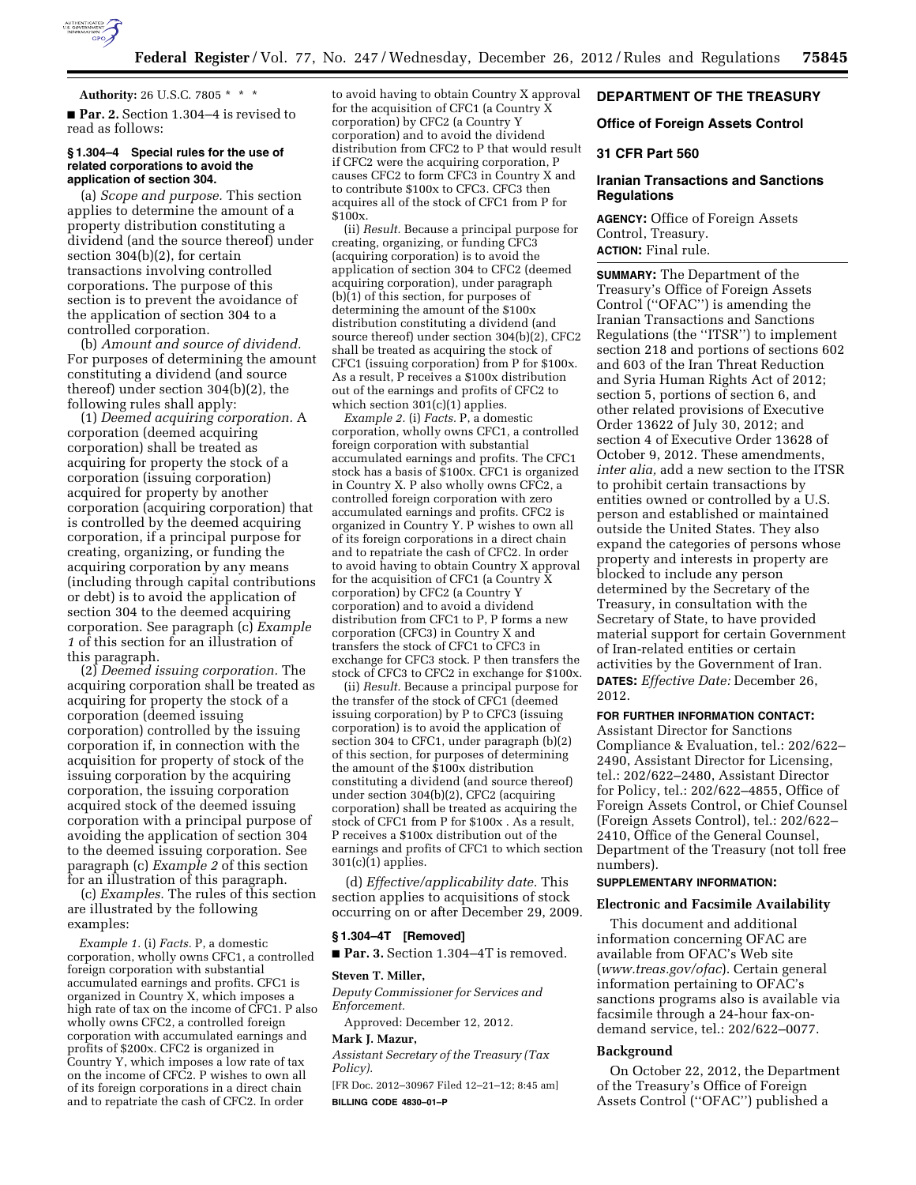**Authority:** 26 U.S.C. 7805 * * *

■ **Par. 2.** Section 1.304–4 is revised to read as follows:

**§ 1.304–4 Special rules for the use of related corporations to avoid the application of section 304.**

(a) *Scope and purpose.* This section applies to determine the amount of a property distribution constituting a dividend (and the source thereof) under section 304(b)(2), for certain transactions involving controlled corporations. The purpose of this section is to prevent the avoidance of the application of section 304 to a controlled corporation.

(b) *Amount and source of dividend.* For purposes of determining the amount constituting a dividend (and source thereof) under section 304(b)(2), the following rules shall apply:

(1) *Deemed acquiring corporation.* A corporation (deemed acquiring corporation) shall be treated as acquiring for property the stock of a corporation (issuing corporation) acquired for property by another corporation (acquiring corporation) that is controlled by the deemed acquiring corporation, if a principal purpose for creating, organizing, or funding the acquiring corporation by any means (including through capital contributions or debt) is to avoid the application of section 304 to the deemed acquiring corporation. See paragraph (c) *Example 1* of this section for an illustration of this paragraph.

(2) *Deemed issuing corporation.* The acquiring corporation shall be treated as acquiring for property the stock of a corporation (deemed issuing corporation) controlled by the issuing corporation if, in connection with the acquisition for property of stock of the issuing corporation by the acquiring corporation, the issuing corporation acquired stock of the deemed issuing corporation with a principal purpose of avoiding the application of section 304 to the deemed issuing corporation. See paragraph (c) *Example 2* of this section for an illustration of this paragraph.

(c) *Examples.* The rules of this section are illustrated by the following examples:

*Example 1.* (i) *Facts.* P, a domestic corporation, wholly owns CFC1, a controlled foreign corporation with substantial accumulated earnings and profits. CFC1 is organized in Country X, which imposes a high rate of tax on the income of CFC1. P also wholly owns CFC2, a controlled foreign corporation with accumulated earnings and profits of $200x. CFC2 is organized in Country Y, which imposes a low rate of tax on the income of CFC2. P wishes to own all of its foreign corporations in a direct chain and to repatriate the cash of CFC2. In order to avoid having to obtain Country X approval for the acquisition of CFC1 (a Country X corporation) by CFC2 (a Country Y corporation) and to avoid the dividend distribution from CFC2 to P that would result if CFC2 were the acquiring corporation, P causes CFC2 to form CFC3 in Country X and to contribute $100x to CFC3. CFC3 then acquires all of the stock of CFC1 from P for $100x.

(ii) *Result.* Because a principal purpose for creating, organizing, or funding CFC3 (acquiring corporation) is to avoid the application of section 304 to CFC2 (deemed acquiring corporation), under paragraph (b)(1) of this section, for purposes of determining the amount of the $100x distribution constituting a dividend (and source thereof) under section 304(b)(2), CFC2 shall be treated as acquiring the stock of CFC1 (issuing corporation) from P for $100x. As a result, P receives a $100x distribution out of the earnings and profits of CFC2 to which section 301(c)(1) applies.

*Example 2.* (i) *Facts.* P, a domestic corporation, wholly owns CFC1, a controlled foreign corporation with substantial accumulated earnings and profits. The CFC1 stock has a basis of $100x. CFC1 is organized in Country X. P also wholly owns CFC2, a controlled foreign corporation with zero accumulated earnings and profits. CFC2 is organized in Country Y. P wishes to own all of its foreign corporations in a direct chain and to repatriate the cash of CFC2. In order to avoid having to obtain Country X approval for the acquisition of CFC1 (a Country X corporation) by CFC2 (a Country Y corporation) and to avoid a dividend distribution from CFC1 to P, P forms a new corporation (CFC3) in Country X and transfers the stock of CFC1 to CFC3 in exchange for CFC3 stock. P then transfers the stock of CFC3 to CFC2 in exchange for $100x.

(ii) *Result.* Because a principal purpose for the transfer of the stock of CFC1 (deemed issuing corporation) by P to CFC3 (issuing corporation) is to avoid the application of section 304 to CFC1, under paragraph (b)(2) of this section, for purposes of determining the amount of the $100x distribution constituting a dividend (and source thereof) under section 304(b)(2), CFC2 (acquiring corporation) shall be treated as acquiring the stock of CFC1 from P for $100x . As a result, P receives a $100x distribution out of the earnings and profits of CFC1 to which section 301(c)(1) applies.

(d) *Effective/applicability date.* This section applies to acquisitions of stock occurring on or after December 29, 2009.

**§ 1.304–4T [Removed]**

■ **Par. 3.** Section 1.304–4T is removed.

**Steven T. Miller,**

*Deputy Commissioner for Services and Enforcement.*

Approved: December 12, 2012.

**Mark J. Mazur,**

*Assistant Secretary of the Treasury (Tax Policy).*

[FR Doc. 2012–30967 Filed 12–21–12; 8:45 am]

**BILLING CODE 4830–01–P**

## DEPARTMENT OF THE TREASURY

## Office of Foreign Assets Control

## 31 CFR Part 560

## Iranian Transactions and Sanctions Regulations

**AGENCY:** Office of Foreign Assets Control, Treasury.

**ACTION:** Final rule.

**SUMMARY:** The Department of the Treasury's Office of Foreign Assets Control ("OFAC") is amending the Iranian Transactions and Sanctions Regulations (the "ITSR") to implement section 218 and portions of sections 602 and 603 of the Iran Threat Reduction and Syria Human Rights Act of 2012; section 5, portions of section 6, and other related provisions of Executive Order 13622 of July 30, 2012; and section 4 of Executive Order 13628 of October 9, 2012. These amendments, *inter alia,* add a new section to the ITSR to prohibit certain transactions by entities owned or controlled by a U.S. person and established or maintained outside the United States. They also expand the categories of persons whose property and interests in property are blocked to include any person determined by the Secretary of the Treasury, in consultation with the Secretary of State, to have provided material support for certain Government of Iran-related entities or certain activities by the Government of Iran.

**DATES:** *Effective Date:* December 26, 2012.

**FOR FURTHER INFORMATION CONTACT:** Assistant Director for Sanctions Compliance & Evaluation, tel.: 202/622–2490, Assistant Director for Licensing, tel.: 202/622–2480, Assistant Director for Policy, tel.: 202/622–4855, Office of Foreign Assets Control, or Chief Counsel (Foreign Assets Control), tel.: 202/622–2410, Office of the General Counsel, Department of the Treasury (not toll free numbers).

**SUPPLEMENTARY INFORMATION:**

### Electronic and Facsimile Availability

This document and additional information concerning OFAC are available from OFAC's Web site (*www.treas.gov/ofac*). Certain general information pertaining to OFAC's sanctions programs also is available via facsimile through a 24-hour fax-on-demand service, tel.: 202/622–0077.

### Background

On October 22, 2012, the Department of the Treasury's Office of Foreign Assets Control ("OFAC") published a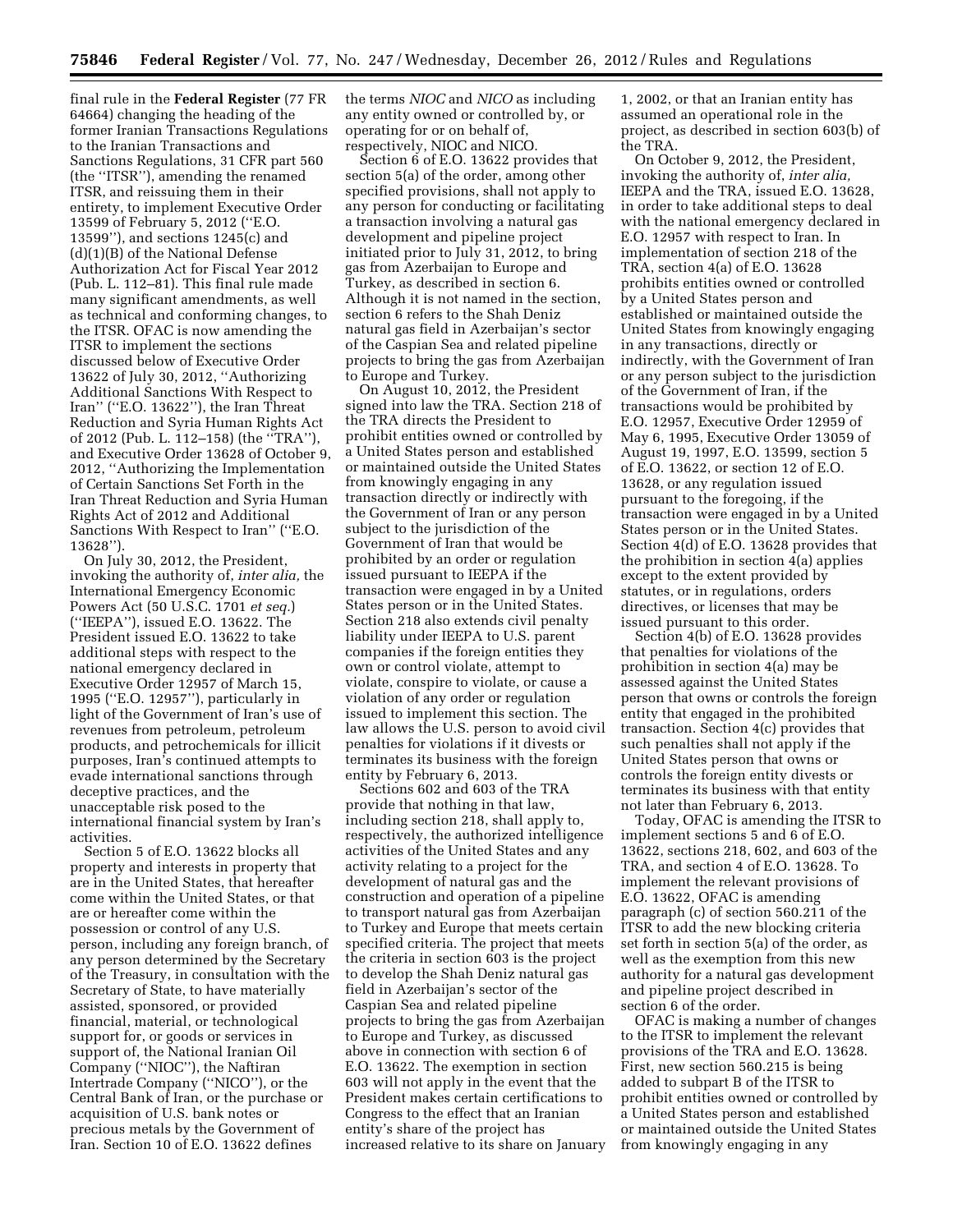final rule in the **Federal Register** (77 FR 64664) changing the heading of the former Iranian Transactions Regulations to the Iranian Transactions and Sanctions Regulations, 31 CFR part 560 (the ''ITSR''), amending the renamed ITSR, and reissuing them in their entirety, to implement Executive Order 13599 of February 5, 2012 (''E.O. 13599''), and sections 1245(c) and (d)(1)(B) of the National Defense Authorization Act for Fiscal Year 2012 (Pub. L. 112–81). This final rule made many significant amendments, as well as technical and conforming changes, to the ITSR. OFAC is now amending the ITSR to implement the sections discussed below of Executive Order 13622 of July 30, 2012, ''Authorizing Additional Sanctions With Respect to Iran'' (''E.O. 13622''), the Iran Threat Reduction and Syria Human Rights Act of 2012 (Pub. L. 112–158) (the ''TRA''), and Executive Order 13628 of October 9, 2012, ''Authorizing the Implementation of Certain Sanctions Set Forth in the Iran Threat Reduction and Syria Human Rights Act of 2012 and Additional Sanctions With Respect to Iran'' (''E.O. 13628'').

On July 30, 2012, the President, invoking the authority of, *inter alia,* the International Emergency Economic Powers Act (50 U.S.C. 1701 *et seq.*) (''IEEPA''), issued E.O. 13622. The President issued E.O. 13622 to take additional steps with respect to the national emergency declared in Executive Order 12957 of March 15, 1995 (''E.O. 12957''), particularly in light of the Government of Iran's use of revenues from petroleum, petroleum products, and petrochemicals for illicit purposes, Iran's continued attempts to evade international sanctions through deceptive practices, and the unacceptable risk posed to the international financial system by Iran's activities.

Section 5 of E.O. 13622 blocks all property and interests in property that are in the United States, that hereafter come within the United States, or that are or hereafter come within the possession or control of any U.S. person, including any foreign branch, of any person determined by the Secretary of the Treasury, in consultation with the Secretary of State, to have materially assisted, sponsored, or provided financial, material, or technological support for, or goods or services in support of, the National Iranian Oil Company (''NIOC''), the Naftiran Intertrade Company (''NICO''), or the Central Bank of Iran, or the purchase or acquisition of U.S. bank notes or precious metals by the Government of Iran. Section 10 of E.O. 13622 defines the terms *NIOC* and *NICO* as including any entity owned or controlled by, or operating for or on behalf of, respectively, NIOC and NICO.

Section 6 of E.O. 13622 provides that section 5(a) of the order, among other specified provisions, shall not apply to any person for conducting or facilitating a transaction involving a natural gas development and pipeline project initiated prior to July 31, 2012, to bring gas from Azerbaijan to Europe and Turkey, as described in section 6. Although it is not named in the section, section 6 refers to the Shah Deniz natural gas field in Azerbaijan's sector of the Caspian Sea and related pipeline projects to bring the gas from Azerbaijan to Europe and Turkey.

On August 10, 2012, the President signed into law the TRA. Section 218 of the TRA directs the President to prohibit entities owned or controlled by a United States person and established or maintained outside the United States from knowingly engaging in any transaction directly or indirectly with the Government of Iran or any person subject to the jurisdiction of the Government of Iran that would be prohibited by an order or regulation issued pursuant to IEEPA if the transaction were engaged in by a United States person or in the United States. Section 218 also extends civil penalty liability under IEEPA to U.S. parent companies if the foreign entities they own or control violate, attempt to violate, conspire to violate, or cause a violation of any order or regulation issued to implement this section. The law allows the U.S. person to avoid civil penalties for violations if it divests or terminates its business with the foreign entity by February 6, 2013.

Sections 602 and 603 of the TRA provide that nothing in that law, including section 218, shall apply to, respectively, the authorized intelligence activities of the United States and any activity relating to a project for the development of natural gas and the construction and operation of a pipeline to transport natural gas from Azerbaijan to Turkey and Europe that meets certain specified criteria. The project that meets the criteria in section 603 is the project to develop the Shah Deniz natural gas field in Azerbaijan's sector of the Caspian Sea and related pipeline projects to bring the gas from Azerbaijan to Europe and Turkey, as discussed above in connection with section 6 of E.O. 13622. The exemption in section 603 will not apply in the event that the President makes certain certifications to Congress to the effect that an Iranian entity's share of the project has increased relative to its share on January 1, 2002, or that an Iranian entity has assumed an operational role in the project, as described in section 603(b) of the TRA.

On October 9, 2012, the President, invoking the authority of, *inter alia,* IEEPA and the TRA, issued E.O. 13628, in order to take additional steps to deal with the national emergency declared in E.O. 12957 with respect to Iran. In implementation of section 218 of the TRA, section 4(a) of E.O. 13628 prohibits entities owned or controlled by a United States person and established or maintained outside the United States from knowingly engaging in any transactions, directly or indirectly, with the Government of Iran or any person subject to the jurisdiction of the Government of Iran, if the transactions would be prohibited by E.O. 12957, Executive Order 12959 of May 6, 1995, Executive Order 13059 of August 19, 1997, E.O. 13599, section 5 of E.O. 13622, or section 12 of E.O. 13628, or any regulation issued pursuant to the foregoing, if the transaction were engaged in by a United States person or in the United States. Section 4(d) of E.O. 13628 provides that the prohibition in section 4(a) applies except to the extent provided by statutes, or in regulations, orders directives, or licenses that may be issued pursuant to this order.

Section 4(b) of E.O. 13628 provides that penalties for violations of the prohibition in section 4(a) may be assessed against the United States person that owns or controls the foreign entity that engaged in the prohibited transaction. Section 4(c) provides that such penalties shall not apply if the United States person that owns or controls the foreign entity divests or terminates its business with that entity not later than February 6, 2013.

Today, OFAC is amending the ITSR to implement sections 5 and 6 of E.O. 13622, sections 218, 602, and 603 of the TRA, and section 4 of E.O. 13628. To implement the relevant provisions of E.O. 13622, OFAC is amending paragraph (c) of section 560.211 of the ITSR to add the new blocking criteria set forth in section 5(a) of the order, as well as the exemption from this new authority for a natural gas development and pipeline project described in section 6 of the order.

OFAC is making a number of changes to the ITSR to implement the relevant provisions of the TRA and E.O. 13628. First, new section 560.215 is being added to subpart B of the ITSR to prohibit entities owned or controlled by a United States person and established or maintained outside the United States from knowingly engaging in any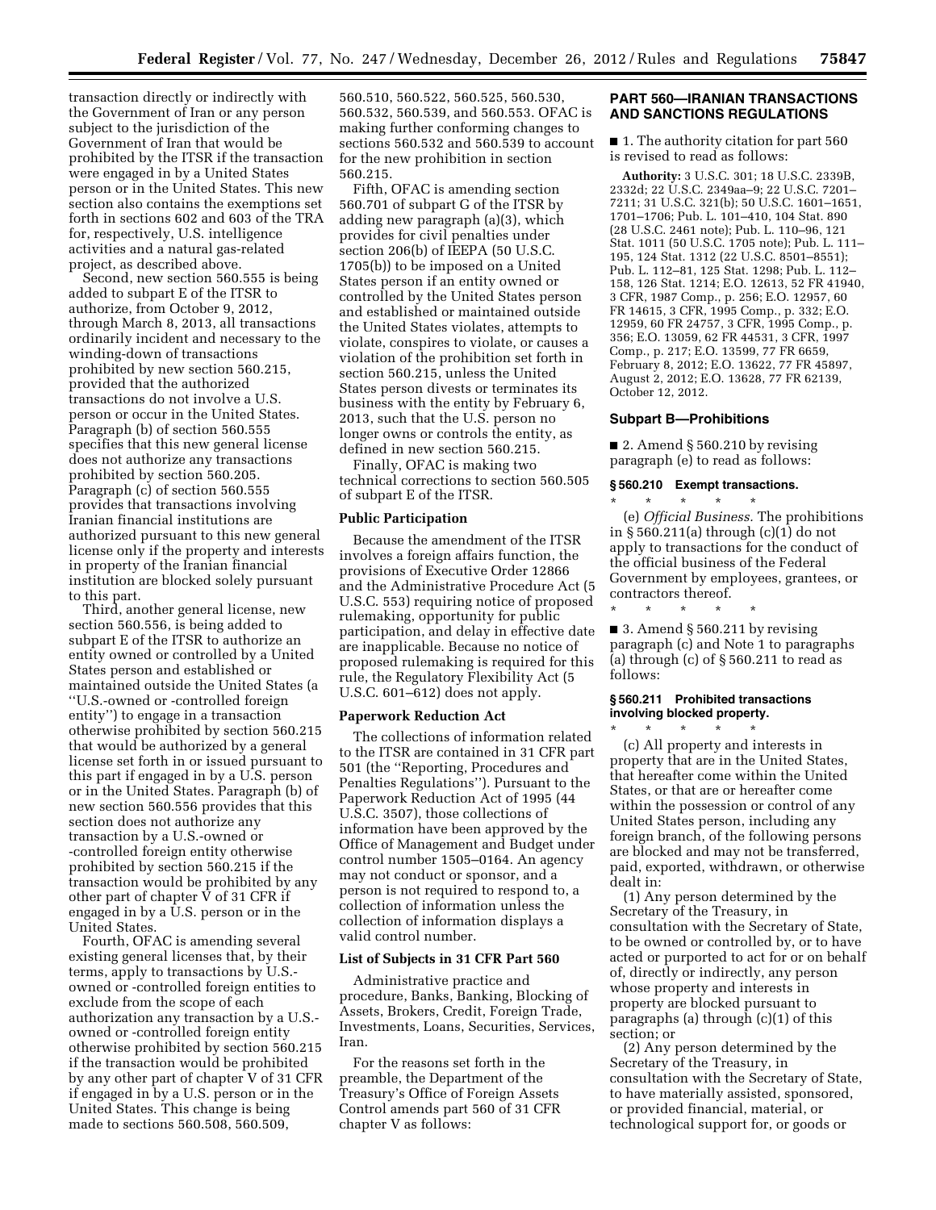transaction directly or indirectly with the Government of Iran or any person subject to the jurisdiction of the Government of Iran that would be prohibited by the ITSR if the transaction were engaged in by a United States person or in the United States. This new section also contains the exemptions set forth in sections 602 and 603 of the TRA for, respectively, U.S. intelligence activities and a natural gas-related project, as described above.

Second, new section 560.555 is being added to subpart E of the ITSR to authorize, from October 9, 2012, through March 8, 2013, all transactions ordinarily incident and necessary to the winding-down of transactions prohibited by new section 560.215, provided that the authorized transactions do not involve a U.S. person or occur in the United States. Paragraph (b) of section 560.555 specifies that this new general license does not authorize any transactions prohibited by section 560.205. Paragraph (c) of section 560.555 provides that transactions involving Iranian financial institutions are authorized pursuant to this new general license only if the property and interests in property of the Iranian financial institution are blocked solely pursuant to this part.

Third, another general license, new section 560.556, is being added to subpart E of the ITSR to authorize an entity owned or controlled by a United States person and established or maintained outside the United States (a "U.S.-owned or -controlled foreign entity") to engage in a transaction otherwise prohibited by section 560.215 that would be authorized by a general license set forth in or issued pursuant to this part if engaged in by a U.S. person or in the United States. Paragraph (b) of new section 560.556 provides that this section does not authorize any transaction by a U.S.-owned or -controlled foreign entity otherwise prohibited by section 560.215 if the transaction would be prohibited by any other part of chapter V of 31 CFR if engaged in by a U.S. person or in the United States.

Fourth, OFAC is amending several existing general licenses that, by their terms, apply to transactions by U.S.-owned or -controlled foreign entities to exclude from the scope of each authorization any transaction by a U.S.-owned or -controlled foreign entity otherwise prohibited by section 560.215 if the transaction would be prohibited by any other part of chapter V of 31 CFR if engaged in by a U.S. person or in the United States. This change is being made to sections 560.508, 560.509, 560.510, 560.522, 560.525, 560.530, 560.532, 560.539, and 560.553. OFAC is making further conforming changes to sections 560.532 and 560.539 to account for the new prohibition in section 560.215.

Fifth, OFAC is amending section 560.701 of subpart G of the ITSR by adding new paragraph (a)(3), which provides for civil penalties under section 206(b) of IEEPA (50 U.S.C. 1705(b)) to be imposed on a United States person if an entity owned or controlled by the United States person and established or maintained outside the United States violates, attempts to violate, conspires to violate, or causes a violation of the prohibition set forth in section 560.215, unless the United States person divests or terminates its business with the entity by February 6, 2013, such that the U.S. person no longer owns or controls the entity, as defined in new section 560.215.

Finally, OFAC is making two technical corrections to section 560.505 of subpart E of the ITSR.

## Public Participation

Because the amendment of the ITSR involves a foreign affairs function, the provisions of Executive Order 12866 and the Administrative Procedure Act (5 U.S.C. 553) requiring notice of proposed rulemaking, opportunity for public participation, and delay in effective date are inapplicable. Because no notice of proposed rulemaking is required for this rule, the Regulatory Flexibility Act (5 U.S.C. 601–612) does not apply.

## Paperwork Reduction Act

The collections of information related to the ITSR are contained in 31 CFR part 501 (the "Reporting, Procedures and Penalties Regulations"). Pursuant to the Paperwork Reduction Act of 1995 (44 U.S.C. 3507), those collections of information have been approved by the Office of Management and Budget under control number 1505–0164. An agency may not conduct or sponsor, and a person is not required to respond to, a collection of information unless the collection of information displays a valid control number.

## List of Subjects in 31 CFR Part 560

Administrative practice and procedure, Banks, Banking, Blocking of Assets, Brokers, Credit, Foreign Trade, Investments, Loans, Securities, Services, Iran.

For the reasons set forth in the preamble, the Department of the Treasury's Office of Foreign Assets Control amends part 560 of 31 CFR chapter V as follows:

## PART 560—IRANIAN TRANSACTIONS AND SANCTIONS REGULATIONS

■ 1. The authority citation for part 560 is revised to read as follows:

**Authority:** 3 U.S.C. 301; 18 U.S.C. 2339B, 2332d; 22 U.S.C. 2349aa–9; 22 U.S.C. 7201–7211; 31 U.S.C. 321(b); 50 U.S.C. 1601–1651, 1701–1706; Pub. L. 101–410, 104 Stat. 890 (28 U.S.C. 2461 note); Pub. L. 110–96, 121 Stat. 1011 (50 U.S.C. 1705 note); Pub. L. 111–195, 124 Stat. 1312 (22 U.S.C. 8501–8551); Pub. L. 112–81, 125 Stat. 1298; Pub. L. 112–158, 126 Stat. 1214; E.O. 12613, 52 FR 41940, 3 CFR, 1987 Comp., p. 256; E.O. 12957, 60 FR 14615, 3 CFR, 1995 Comp., p. 332; E.O. 12959, 60 FR 24757, 3 CFR, 1995 Comp., p. 356; E.O. 13059, 62 FR 44531, 3 CFR, 1997 Comp., p. 217; E.O. 13599, 77 FR 6659, February 8, 2012; E.O. 13622, 77 FR 45897, August 2, 2012; E.O. 13628, 77 FR 62139, October 12, 2012.

### Subpart B—Prohibitions

■ 2. Amend § 560.210 by revising paragraph (e) to read as follows:

#### § 560.210 Exempt transactions.

\* \* \* \* \*

(e) *Official Business.* The prohibitions in § 560.211(a) through (c)(1) do not apply to transactions for the conduct of the official business of the Federal Government by employees, grantees, or contractors thereof.

\* \* \* \* \*

■ 3. Amend § 560.211 by revising paragraph (c) and Note 1 to paragraphs (a) through (c) of § 560.211 to read as follows:

#### § 560.211 Prohibited transactions involving blocked property.

\* \* \* \* \*

(c) All property and interests in property that are in the United States, that hereafter come within the United States, or that are or hereafter come within the possession or control of any United States person, including any foreign branch, of the following persons are blocked and may not be transferred, paid, exported, withdrawn, or otherwise dealt in:

(1) Any person determined by the Secretary of the Treasury, in consultation with the Secretary of State, to be owned or controlled by, or to have acted or purported to act for or on behalf of, directly or indirectly, any person whose property and interests in property are blocked pursuant to paragraphs (a) through (c)(1) of this section; or

(2) Any person determined by the Secretary of the Treasury, in consultation with the Secretary of State, to have materially assisted, sponsored, or provided financial, material, or technological support for, or goods or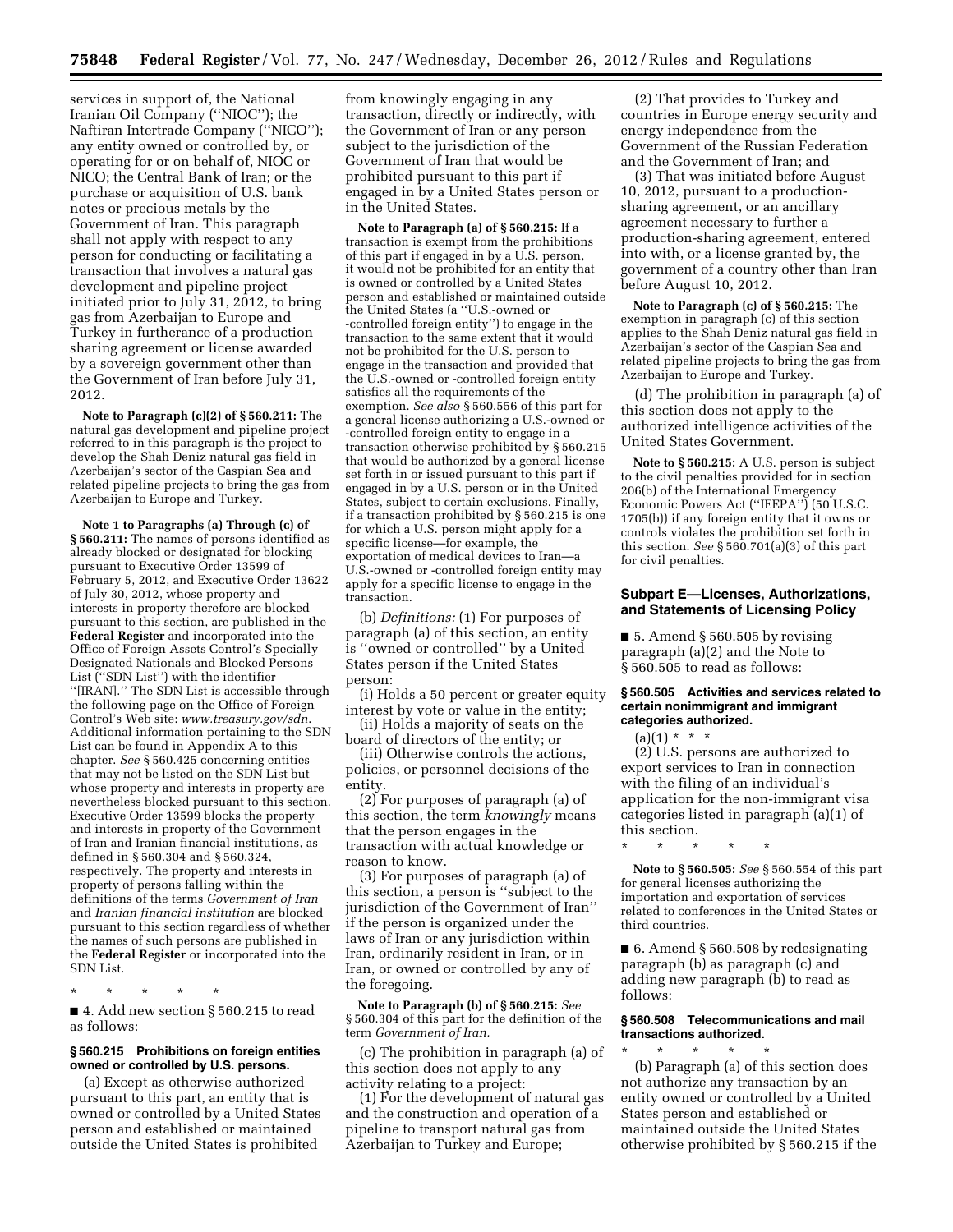services in support of, the National Iranian Oil Company (''NIOC''); the Naftiran Intertrade Company (''NICO''); any entity owned or controlled by, or operating for or on behalf of, NIOC or NICO; the Central Bank of Iran; or the purchase or acquisition of U.S. bank notes or precious metals by the Government of Iran. This paragraph shall not apply with respect to any person for conducting or facilitating a transaction that involves a natural gas development and pipeline project initiated prior to July 31, 2012, to bring gas from Azerbaijan to Europe and Turkey in furtherance of a production sharing agreement or license awarded by a sovereign government other than the Government of Iran before July 31, 2012.

**Note to Paragraph (c)(2) of § 560.211:** The natural gas development and pipeline project referred to in this paragraph is the project to develop the Shah Deniz natural gas field in Azerbaijan's sector of the Caspian Sea and related pipeline projects to bring the gas from Azerbaijan to Europe and Turkey.

**Note 1 to Paragraphs (a) Through (c) of § 560.211:** The names of persons identified as already blocked or designated for blocking pursuant to Executive Order 13599 of February 5, 2012, and Executive Order 13622 of July 30, 2012, whose property and interests in property therefore are blocked pursuant to this section, are published in the **Federal Register** and incorporated into the Office of Foreign Assets Control's Specially Designated Nationals and Blocked Persons List (''SDN List'') with the identifier ''[IRAN].'' The SDN List is accessible through the following page on the Office of Foreign Control's Web site: *www.treasury.gov/sdn*. Additional information pertaining to the SDN List can be found in Appendix A to this chapter. *See* § 560.425 concerning entities that may not be listed on the SDN List but whose property and interests in property are nevertheless blocked pursuant to this section. Executive Order 13599 blocks the property and interests in property of the Government of Iran and Iranian financial institutions, as defined in § 560.304 and § 560.324, respectively. The property and interests in property of persons falling within the definitions of the terms *Government of Iran* and *Iranian financial institution* are blocked pursuant to this section regardless of whether the names of such persons are published in the **Federal Register** or incorporated into the SDN List.

\* \* \* \* \*

■ 4. Add new section § 560.215 to read as follows:

**§ 560.215 Prohibitions on foreign entities owned or controlled by U.S. persons.**

(a) Except as otherwise authorized pursuant to this part, an entity that is owned or controlled by a United States person and established or maintained outside the United States is prohibited from knowingly engaging in any transaction, directly or indirectly, with the Government of Iran or any person subject to the jurisdiction of the Government of Iran that would be prohibited pursuant to this part if engaged in by a United States person or in the United States.

**Note to Paragraph (a) of § 560.215:** If a transaction is exempt from the prohibitions of this part if engaged in by a U.S. person, it would not be prohibited for an entity that is owned or controlled by a United States person and established or maintained outside the United States (a ''U.S.-owned or -controlled foreign entity'') to engage in the transaction to the same extent that it would not be prohibited for the U.S. person to engage in the transaction and provided that the U.S.-owned or -controlled foreign entity satisfies all the requirements of the exemption. *See also* § 560.556 of this part for a general license authorizing a U.S.-owned or -controlled foreign entity to engage in a transaction otherwise prohibited by § 560.215 that would be authorized by a general license set forth in or issued pursuant to this part if engaged in by a U.S. person or in the United States, subject to certain exclusions. Finally, if a transaction prohibited by § 560.215 is one for which a U.S. person might apply for a specific license—for example, the exportation of medical devices to Iran—a U.S.-owned or -controlled foreign entity may apply for a specific license to engage in the transaction.

(b) *Definitions:* (1) For purposes of paragraph (a) of this section, an entity is ''owned or controlled'' by a United States person if the United States person:

(i) Holds a 50 percent or greater equity interest by vote or value in the entity;

(ii) Holds a majority of seats on the board of directors of the entity; or

(iii) Otherwise controls the actions, policies, or personnel decisions of the entity.

(2) For purposes of paragraph (a) of this section, the term *knowingly* means that the person engages in the transaction with actual knowledge or reason to know.

(3) For purposes of paragraph (a) of this section, a person is ''subject to the jurisdiction of the Government of Iran'' if the person is organized under the laws of Iran or any jurisdiction within Iran, ordinarily resident in Iran, or in Iran, or owned or controlled by any of the foregoing.

**Note to Paragraph (b) of § 560.215:** *See* § 560.304 of this part for the definition of the term *Government of Iran.*

(c) The prohibition in paragraph (a) of this section does not apply to any activity relating to a project:

(1) For the development of natural gas and the construction and operation of a pipeline to transport natural gas from Azerbaijan to Turkey and Europe;

(2) That provides to Turkey and countries in Europe energy security and energy independence from the Government of the Russian Federation and the Government of Iran; and

(3) That was initiated before August 10, 2012, pursuant to a production-sharing agreement, or an ancillary agreement necessary to further a production-sharing agreement, entered into with, or a license granted by, the government of a country other than Iran before August 10, 2012.

**Note to Paragraph (c) of § 560.215:** The exemption in paragraph (c) of this section applies to the Shah Deniz natural gas field in Azerbaijan's sector of the Caspian Sea and related pipeline projects to bring the gas from Azerbaijan to Europe and Turkey.

(d) The prohibition in paragraph (a) of this section does not apply to the authorized intelligence activities of the United States Government.

**Note to § 560.215:** A U.S. person is subject to the civil penalties provided for in section 206(b) of the International Emergency Economic Powers Act (''IEEPA'') (50 U.S.C. 1705(b)) if any foreign entity that it owns or controls violates the prohibition set forth in this section. *See* § 560.701(a)(3) of this part for civil penalties.

## Subpart E—Licenses, Authorizations, and Statements of Licensing Policy

■ 5. Amend § 560.505 by revising paragraph (a)(2) and the Note to § 560.505 to read as follows:

**§ 560.505 Activities and services related to certain nonimmigrant and immigrant categories authorized.**

(a)(1) \* \* \*

(2) U.S. persons are authorized to export services to Iran in connection with the filing of an individual's application for the non-immigrant visa categories listed in paragraph (a)(1) of this section.

\* \* \* \* \*

**Note to § 560.505:** *See* § 560.554 of this part for general licenses authorizing the importation and exportation of services related to conferences in the United States or third countries.

■ 6. Amend § 560.508 by redesignating paragraph (b) as paragraph (c) and adding new paragraph (b) to read as follows:

**§ 560.508 Telecommunications and mail transactions authorized.**

\* \* \* \* \*

(b) Paragraph (a) of this section does not authorize any transaction by an entity owned or controlled by a United States person and established or maintained outside the United States otherwise prohibited by § 560.215 if the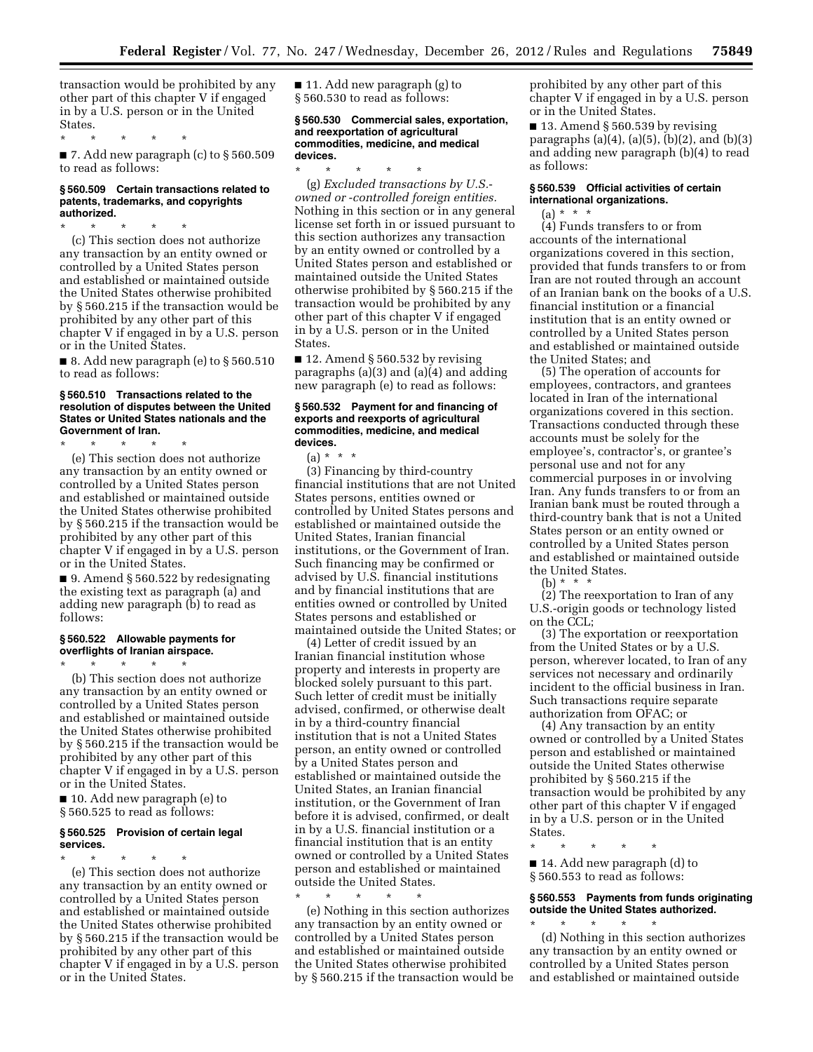transaction would be prohibited by any other part of this chapter V if engaged in by a U.S. person or in the United States.

\* \* \* \* \*

■ 7. Add new paragraph (c) to § 560.509 to read as follows:

**§ 560.509 Certain transactions related to patents, trademarks, and copyrights authorized.**

\* \* \* \* \*

(c) This section does not authorize any transaction by an entity owned or controlled by a United States person and established or maintained outside the United States otherwise prohibited by § 560.215 if the transaction would be prohibited by any other part of this chapter V if engaged in by a U.S. person or in the United States.

■ 8. Add new paragraph (e) to § 560.510 to read as follows:

**§ 560.510 Transactions related to the resolution of disputes between the United States or United States nationals and the Government of Iran.**

\* \* \* \* \*

(e) This section does not authorize any transaction by an entity owned or controlled by a United States person and established or maintained outside the United States otherwise prohibited by § 560.215 if the transaction would be prohibited by any other part of this chapter V if engaged in by a U.S. person or in the United States.

■ 9. Amend § 560.522 by redesignating the existing text as paragraph (a) and adding new paragraph (b) to read as follows:

**§ 560.522 Allowable payments for overflights of Iranian airspace.**

\* \* \* \* \*

(b) This section does not authorize any transaction by an entity owned or controlled by a United States person and established or maintained outside the United States otherwise prohibited by § 560.215 if the transaction would be prohibited by any other part of this chapter V if engaged in by a U.S. person or in the United States.

■ 10. Add new paragraph (e) to § 560.525 to read as follows:

**§ 560.525 Provision of certain legal services.**

\* \* \* \* \*

(e) This section does not authorize any transaction by an entity owned or controlled by a United States person and established or maintained outside the United States otherwise prohibited by § 560.215 if the transaction would be prohibited by any other part of this chapter V if engaged in by a U.S. person or in the United States.

■ 11. Add new paragraph (g) to § 560.530 to read as follows:

**§ 560.530 Commercial sales, exportation, and reexportation of agricultural commodities, medicine, and medical devices.**

\* \* \* \* \*

(g) *Excluded transactions by U.S.-owned or -controlled foreign entities.* Nothing in this section or in any general license set forth in or issued pursuant to this section authorizes any transaction by an entity owned or controlled by a United States person and established or maintained outside the United States otherwise prohibited by § 560.215 if the transaction would be prohibited by any other part of this chapter V if engaged in by a U.S. person or in the United States.

■ 12. Amend § 560.532 by revising paragraphs (a)(3) and (a)(4) and adding new paragraph (e) to read as follows:

**§ 560.532 Payment for and financing of exports and reexports of agricultural commodities, medicine, and medical devices.**

(a) \* \* \*

(3) Financing by third-country financial institutions that are not United States persons, entities owned or controlled by United States persons and established or maintained outside the United States, Iranian financial institutions, or the Government of Iran. Such financing may be confirmed or advised by U.S. financial institutions and by financial institutions that are entities owned or controlled by United States persons and established or maintained outside the United States; or

(4) Letter of credit issued by an Iranian financial institution whose property and interests in property are blocked solely pursuant to this part. Such letter of credit must be initially advised, confirmed, or otherwise dealt in by a third-country financial institution that is not a United States person, an entity owned or controlled by a United States person and established or maintained outside the United States, an Iranian financial institution, or the Government of Iran before it is advised, confirmed, or dealt in by a U.S. financial institution or a financial institution that is an entity owned or controlled by a United States person and established or maintained outside the United States.

\* \* \* \* \*

(e) Nothing in this section authorizes any transaction by an entity owned or controlled by a United States person and established or maintained outside the United States otherwise prohibited by § 560.215 if the transaction would be prohibited by any other part of this chapter V if engaged in by a U.S. person or in the United States.

■ 13. Amend § 560.539 by revising paragraphs (a)(4), (a)(5), (b)(2), and (b)(3) and adding new paragraph (b)(4) to read as follows:

**§ 560.539 Official activities of certain international organizations.**

(a) \* \* \*

(4) Funds transfers to or from accounts of the international organizations covered in this section, provided that funds transfers to or from Iran are not routed through an account of an Iranian bank on the books of a U.S. financial institution or a financial institution that is an entity owned or controlled by a United States person and established or maintained outside the United States; and

(5) The operation of accounts for employees, contractors, and grantees located in Iran of the international organizations covered in this section. Transactions conducted through these accounts must be solely for the employee's, contractor's, or grantee's personal use and not for any commercial purposes in or involving Iran. Any funds transfers to or from an Iranian bank must be routed through a third-country bank that is not a United States person or an entity owned or controlled by a United States person and established or maintained outside the United States.

(b) \* \* \*

(2) The reexportation to Iran of any U.S.-origin goods or technology listed on the CCL;

(3) The exportation or reexportation from the United States or by a U.S. person, wherever located, to Iran of any services not necessary and ordinarily incident to the official business in Iran. Such transactions require separate authorization from OFAC; or

(4) Any transaction by an entity owned or controlled by a United States person and established or maintained outside the United States otherwise prohibited by § 560.215 if the transaction would be prohibited by any other part of this chapter V if engaged in by a U.S. person or in the United States.

\* \* \* \* \*

■ 14. Add new paragraph (d) to § 560.553 to read as follows:

**§ 560.553 Payments from funds originating outside the United States authorized.**

\* \* \* \* \*

(d) Nothing in this section authorizes any transaction by an entity owned or controlled by a United States person and established or maintained outside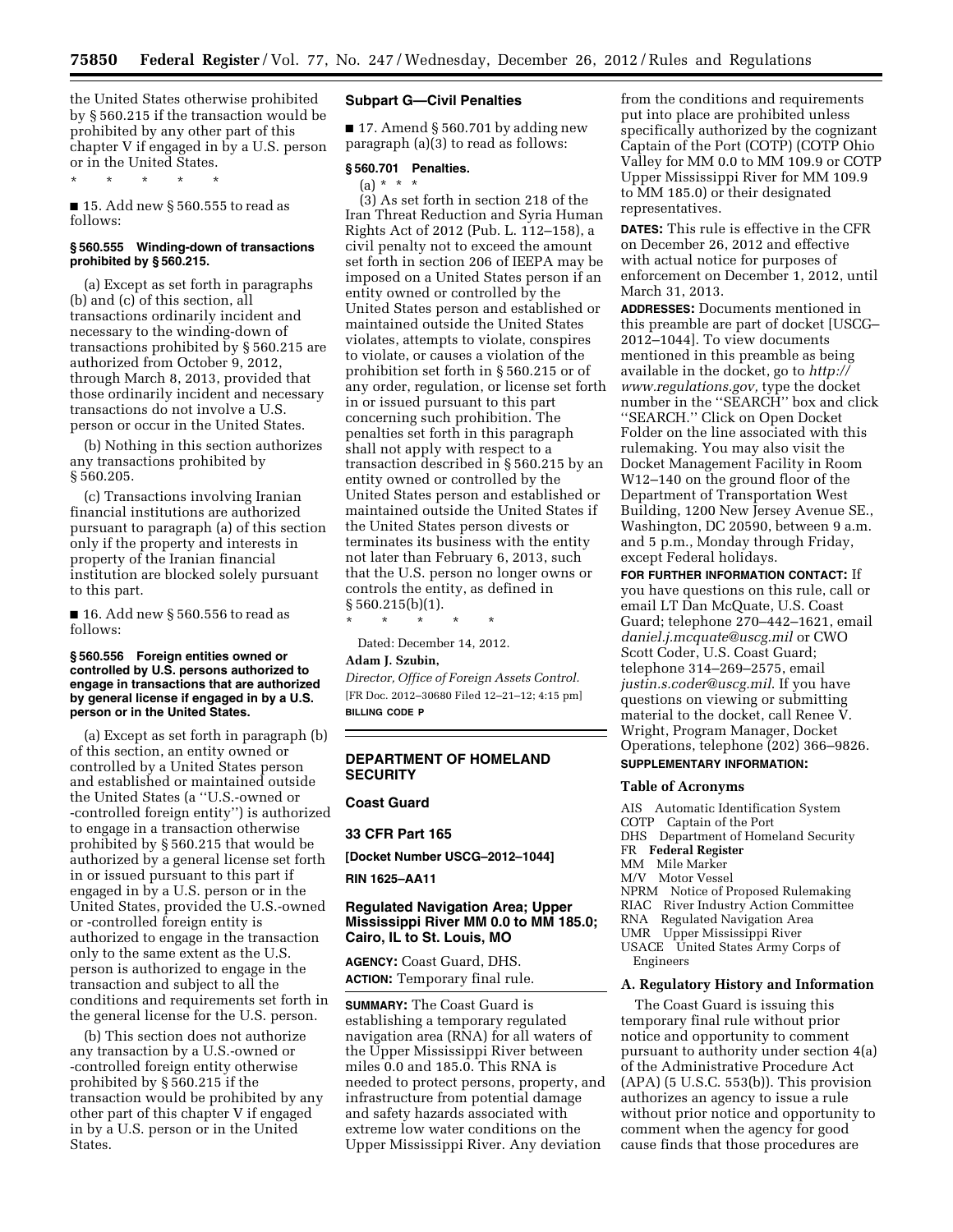the United States otherwise prohibited by § 560.215 if the transaction would be prohibited by any other part of this chapter V if engaged in by a U.S. person or in the United States.

\* \* \* \* \*

■ 15. Add new § 560.555 to read as follows:

#### § 560.555 Winding-down of transactions prohibited by § 560.215.

(a) Except as set forth in paragraphs (b) and (c) of this section, all transactions ordinarily incident and necessary to the winding-down of transactions prohibited by § 560.215 are authorized from October 9, 2012, through March 8, 2013, provided that those ordinarily incident and necessary transactions do not involve a U.S. person or occur in the United States.

(b) Nothing in this section authorizes any transactions prohibited by § 560.205.

(c) Transactions involving Iranian financial institutions are authorized pursuant to paragraph (a) of this section only if the property and interests in property of the Iranian financial institution are blocked solely pursuant to this part.

■ 16. Add new § 560.556 to read as follows:

#### § 560.556 Foreign entities owned or controlled by U.S. persons authorized to engage in transactions that are authorized by general license if engaged in by a U.S. person or in the United States.

(a) Except as set forth in paragraph (b) of this section, an entity owned or controlled by a United States person and established or maintained outside the United States (a ''U.S.-owned or -controlled foreign entity'') is authorized to engage in a transaction otherwise prohibited by § 560.215 that would be authorized by a general license set forth in or issued pursuant to this part if engaged in by a U.S. person or in the United States, provided the U.S.-owned or -controlled foreign entity is authorized to engage in the transaction only to the same extent as the U.S. person is authorized to engage in the transaction and subject to all the conditions and requirements set forth in the general license for the U.S. person.

(b) This section does not authorize any transaction by a U.S.-owned or -controlled foreign entity otherwise prohibited by § 560.215 if the transaction would be prohibited by any other part of this chapter V if engaged in by a U.S. person or in the United States.

### Subpart G—Civil Penalties

■ 17. Amend § 560.701 by adding new paragraph (a)(3) to read as follows:

#### § 560.701 Penalties.

(a) \* \* \*

(3) As set forth in section 218 of the Iran Threat Reduction and Syria Human Rights Act of 2012 (Pub. L. 112–158), a civil penalty not to exceed the amount set forth in section 206 of IEEPA may be imposed on a United States person if an entity owned or controlled by the United States person and established or maintained outside the United States violates, attempts to violate, conspires to violate, or causes a violation of the prohibition set forth in § 560.215 or of any order, regulation, or license set forth in or issued pursuant to this part concerning such prohibition. The penalties set forth in this paragraph shall not apply with respect to a transaction described in § 560.215 by an entity owned or controlled by the United States person and established or maintained outside the United States if the United States person divests or terminates its business with the entity not later than February 6, 2013, such that the U.S. person no longer owns or controls the entity, as defined in § 560.215(b)(1).

\* \* \* \* \*

Dated: December 14, 2012.

**Adam J. Szubin,**

*Director, Office of Foreign Assets Control.*

[FR Doc. 2012–30680 Filed 12–21–12; 4:15 pm]

**BILLING CODE P**

## DEPARTMENT OF HOMELAND SECURITY

### Coast Guard

### 33 CFR Part 165

**[Docket Number USCG–2012–1044]**

**RIN 1625–AA11**

## Regulated Navigation Area; Upper Mississippi River MM 0.0 to MM 185.0; Cairo, IL to St. Louis, MO

**AGENCY:** Coast Guard, DHS.

**ACTION:** Temporary final rule.

**SUMMARY:** The Coast Guard is establishing a temporary regulated navigation area (RNA) for all waters of the Upper Mississippi River between miles 0.0 and 185.0. This RNA is needed to protect persons, property, and infrastructure from potential damage and safety hazards associated with extreme low water conditions on the Upper Mississippi River. Any deviation from the conditions and requirements put into place are prohibited unless specifically authorized by the cognizant Captain of the Port (COTP) (COTP Ohio Valley for MM 0.0 to MM 109.9 or COTP Upper Mississippi River for MM 109.9 to MM 185.0) or their designated representatives.

**DATES:** This rule is effective in the CFR on December 26, 2012 and effective with actual notice for purposes of enforcement on December 1, 2012, until March 31, 2013.

**ADDRESSES:** Documents mentioned in this preamble are part of docket [USCG–2012–1044]. To view documents mentioned in this preamble as being available in the docket, go to *http://www.regulations.gov,* type the docket number in the ''SEARCH'' box and click ''SEARCH.'' Click on Open Docket Folder on the line associated with this rulemaking. You may also visit the Docket Management Facility in Room W12–140 on the ground floor of the Department of Transportation West Building, 1200 New Jersey Avenue SE., Washington, DC 20590, between 9 a.m. and 5 p.m., Monday through Friday, except Federal holidays.

**FOR FURTHER INFORMATION CONTACT:** If you have questions on this rule, call or email LT Dan McQuate, U.S. Coast Guard; telephone 270–442–1621, email *daniel.j.mcquate@uscg.mil* or CWO Scott Coder, U.S. Coast Guard; telephone 314–269–2575, email *justin.s.coder@uscg.mil*. If you have questions on viewing or submitting material to the docket, call Renee V. Wright, Program Manager, Docket Operations, telephone (202) 366–9826.

**SUPPLEMENTARY INFORMATION:**

### Table of Acronyms

AIS Automatic Identification System
COTP Captain of the Port
DHS Department of Homeland Security
FR **Federal Register**
MM Mile Marker
M/V Motor Vessel
NPRM Notice of Proposed Rulemaking
RIAC River Industry Action Committee
RNA Regulated Navigation Area
UMR Upper Mississippi River
USACE United States Army Corps of Engineers

### A. Regulatory History and Information

The Coast Guard is issuing this temporary final rule without prior notice and opportunity to comment pursuant to authority under section 4(a) of the Administrative Procedure Act (APA) (5 U.S.C. 553(b)). This provision authorizes an agency to issue a rule without prior notice and opportunity to comment when the agency for good cause finds that those procedures are